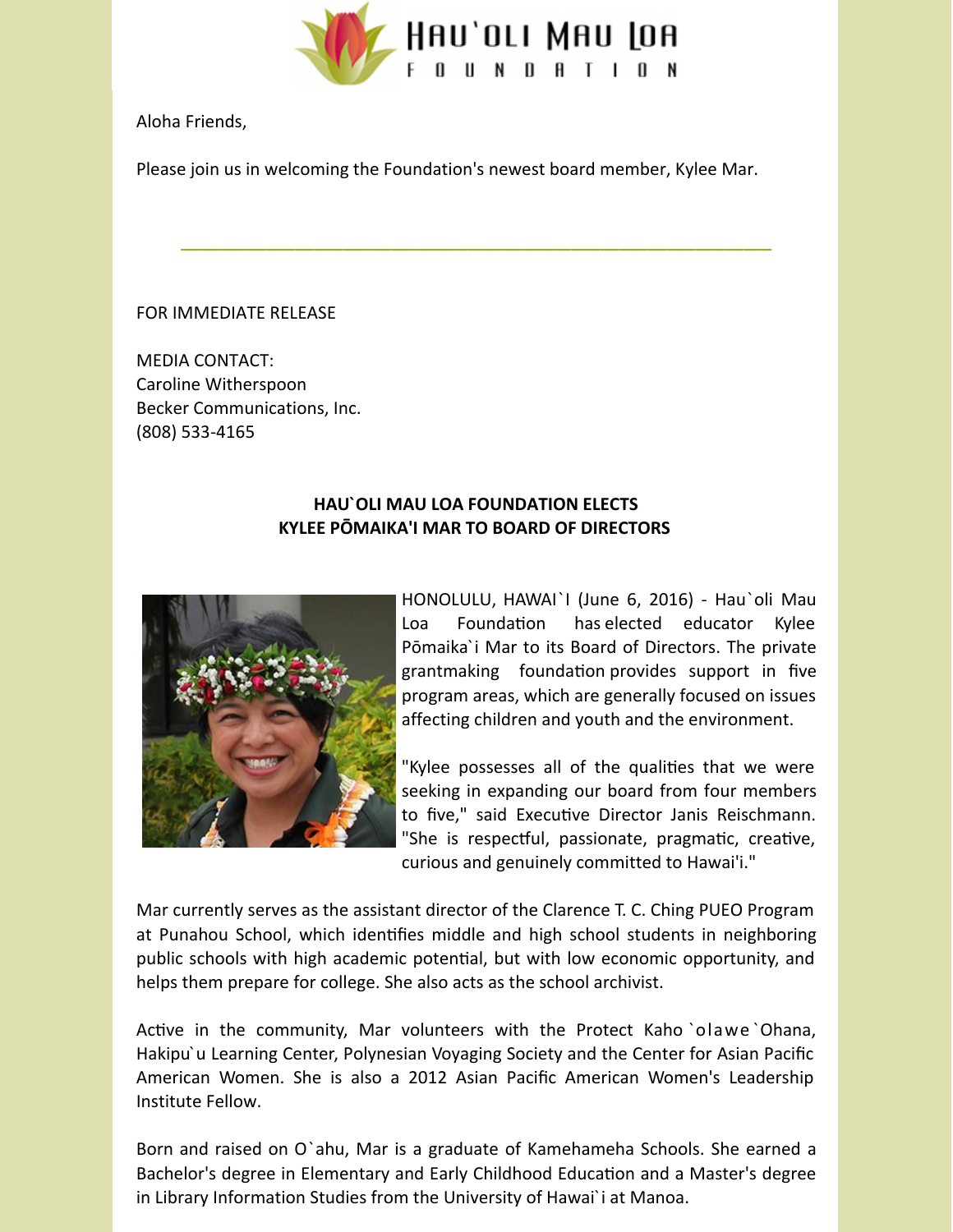Hau`oli Mau Loa Foundation

Aloha Friends,

Please join us in welcoming the Foundation's newest board member, Kylee Mar.

---

FOR IMMEDIATE RELEASE

MEDIA CONTACT:
Caroline Witherspoon
Becker Communications, Inc.
(808) 533-4165

**HAU`OLI MAU LOA FOUNDATION ELECTS**
**KYLEE PŌMAIKA'I MAR TO BOARD OF DIRECTORS**

HONOLULU, HAWAI`I (June 6, 2016) - Hau`oli Mau Loa Foundation has elected educator Kylee Pōmaika`i Mar to its Board of Directors. The private grantmaking foundation provides support in five program areas, which are generally focused on issues affecting children and youth and the environment.

"Kylee possesses all of the qualities that we were seeking in expanding our board from four members to five," said Executive Director Janis Reischmann. "She is respectful, passionate, pragmatic, creative, curious and genuinely committed to Hawai'i."

Mar currently serves as the assistant director of the Clarence T. C. Ching PUEO Program at Punahou School, which identifies middle and high school students in neighboring public schools with high academic potential, but with low economic opportunity, and helps them prepare for college. She also acts as the school archivist.

Active in the community, Mar volunteers with the Protect Kaho`olawe`Ohana, Hakipu`u Learning Center, Polynesian Voyaging Society and the Center for Asian Pacific American Women. She is also a 2012 Asian Pacific American Women's Leadership Institute Fellow.

Born and raised on O`ahu, Mar is a graduate of Kamehameha Schools. She earned a Bachelor's degree in Elementary and Early Childhood Education and a Master's degree in Library Information Studies from the University of Hawai`i at Manoa.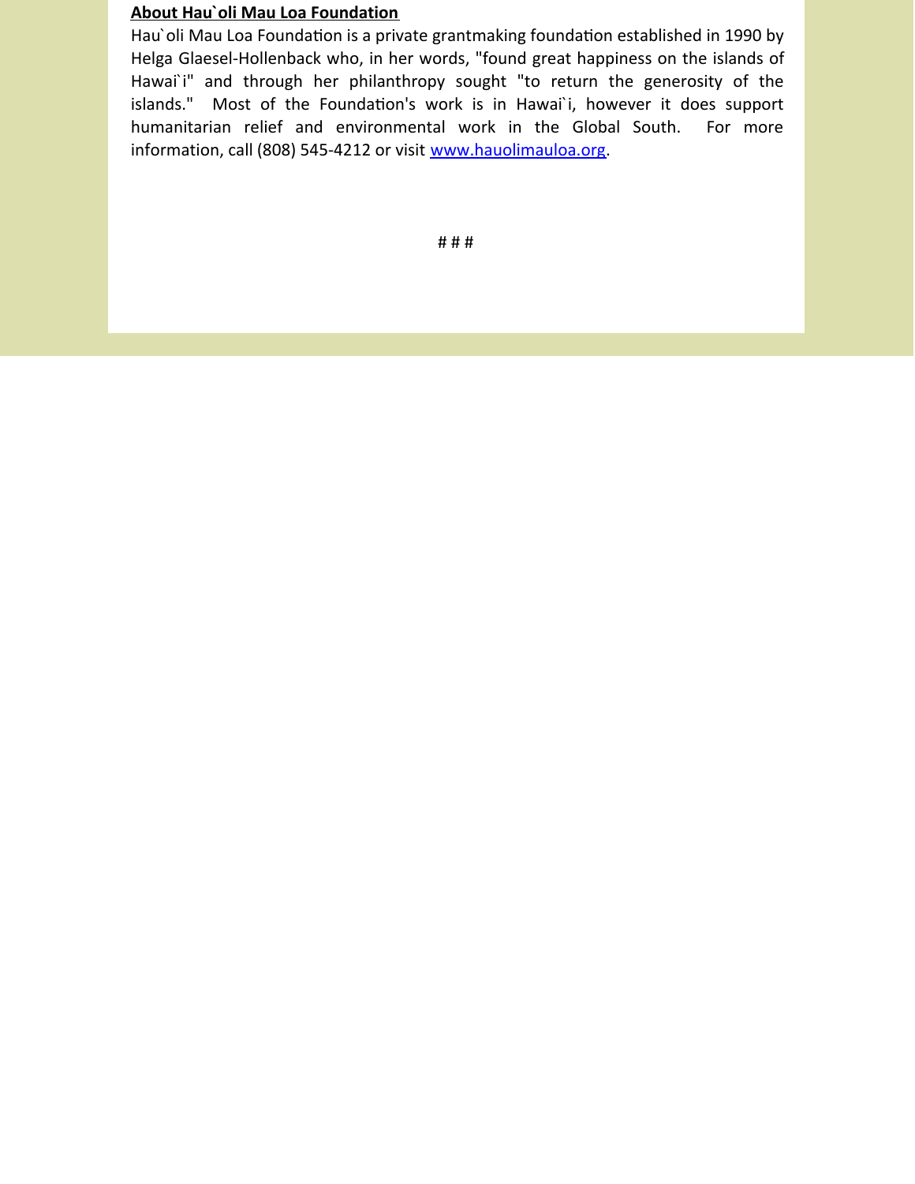**About Hau`oli Mau Loa Foundation**

Hau`oli Mau Loa Foundation is a private grantmaking foundation established in 1990 by Helga Glaesel-Hollenback who, in her words, "found great happiness on the islands of Hawai`i" and through her philanthropy sought "to return the generosity of the islands." Most of the Foundation's work is in Hawai`i, however it does support humanitarian relief and environmental work in the Global South. For more information, call (808) 545-4212 or visit www.hauolimauloa.org.

# # #